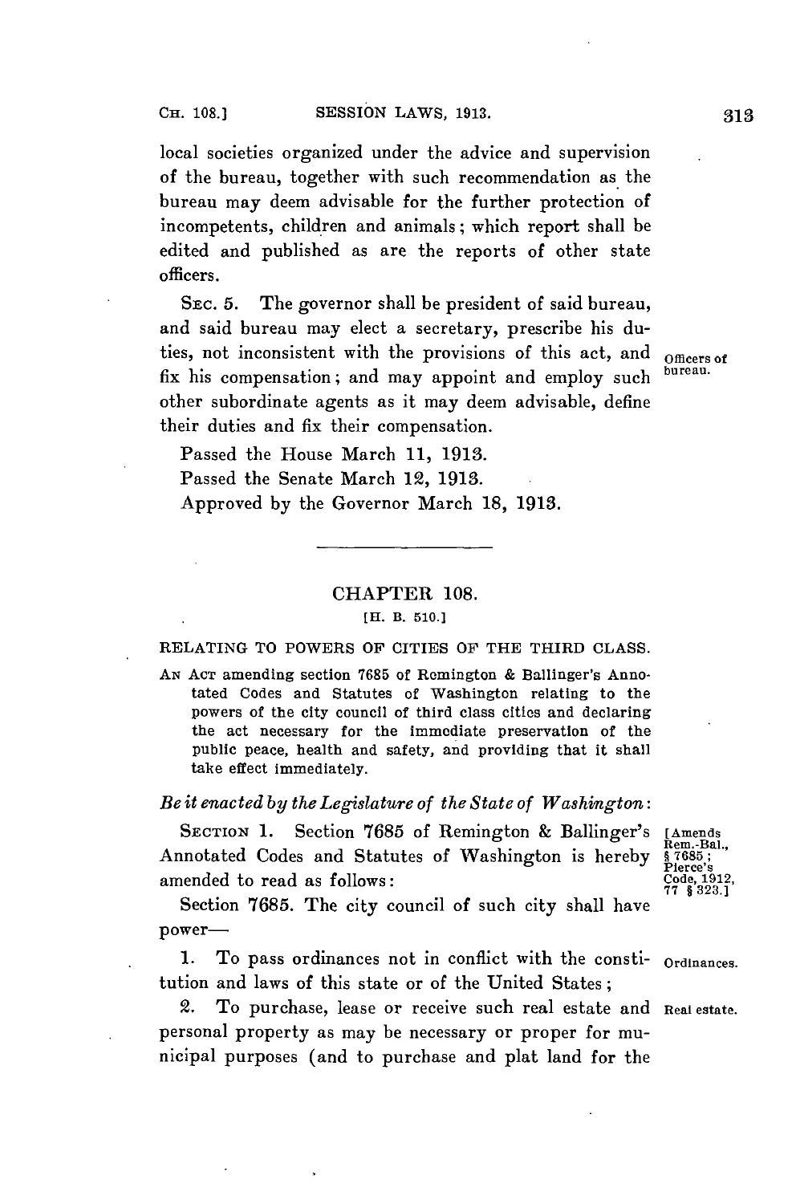local societies organized under the advice and supervision of the bureau, together with such recommendation as the bureau may deem advisable for the further protection of incompetents, children and animals; which report shall be edited and published as are the reports of other state officers.

SEC. 5. The governor shall be president of said bureau, and said bureau may elect a secretary, prescribe his duties, not inconsistent with the provisions of this act, and fix his compensation; and may appoint and employ such other subordinate agents as it may deem advisable, define their duties and fix their compensation. Officers of bureau.

Passed the House March 11, 1913.

Passed the Senate March 12, 1913.

Approved by the Governor March 18, 1913.

---

## CHAPTER 108.

[H. B. 510.]

### RELATING TO POWERS OF CITIES OF THE THIRD CLASS.

AN ACT amending section 7685 of Remington & Ballinger's Annotated Codes and Statutes of Washington relating to the powers of the city council of third class cities and declaring the act necessary for the immediate preservation of the public peace, health and safety, and providing that it shall take effect immediately.

*Be it enacted by the Legislature of the State of Washington:*

SECTION 1. Section 7685 of Remington & Ballinger's Annotated Codes and Statutes of Washington is hereby amended to read as follows: [Amends Rem.-Bal., § 7685; Pierce's Code, 1912, 77 § 323.]

Section 7685. The city council of such city shall have power—

1. To pass ordinances not in conflict with the constitution and laws of this state or of the United States; Ordinances.

2. To purchase, lease or receive such real estate and personal property as may be necessary or proper for municipal purposes (and to purchase and plat land for the Real estate.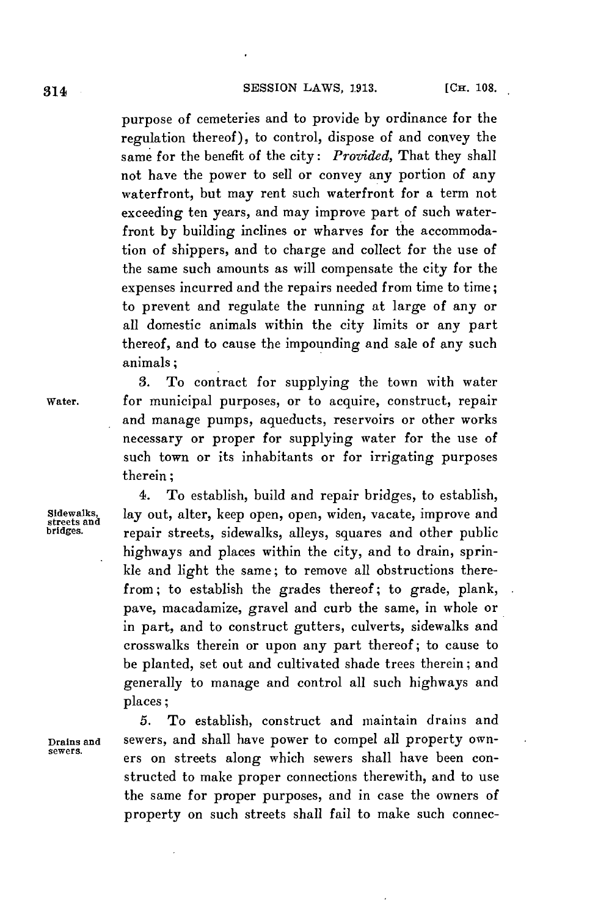purpose of cemeteries and to provide by ordinance for the regulation thereof), to control, dispose of and convey the same for the benefit of the city: *Provided,* That they shall not have the power to sell or convey any portion of any waterfront, but may rent such waterfront for a term not exceeding ten years, and may improve part of such waterfront by building inclines or wharves for the accommodation of shippers, and to charge and collect for the use of the same such amounts as will compensate the city for the expenses incurred and the repairs needed from time to time; to prevent and regulate the running at large of any or all domestic animals within the city limits or any part thereof, and to cause the impounding and sale of any such animals;

Water.

3. To contract for supplying the town with water for municipal purposes, or to acquire, construct, repair and manage pumps, aqueducts, reservoirs or other works necessary or proper for supplying water for the use of such town or its inhabitants or for irrigating purposes therein;

Sidewalks, streets and bridges.

4. To establish, build and repair bridges, to establish, lay out, alter, keep open, open, widen, vacate, improve and repair streets, sidewalks, alleys, squares and other public highways and places within the city, and to drain, sprinkle and light the same; to remove all obstructions therefrom; to establish the grades thereof; to grade, plank, pave, macadamize, gravel and curb the same, in whole or in part, and to construct gutters, culverts, sidewalks and crosswalks therein or upon any part thereof; to cause to be planted, set out and cultivated shade trees therein; and generally to manage and control all such highways and places;

Drains and sewers.

5. To establish, construct and maintain drains and sewers, and shall have power to compel all property owners on streets along which sewers shall have been constructed to make proper connections therewith, and to use the same for proper purposes, and in case the owners of property on such streets shall fail to make such connec-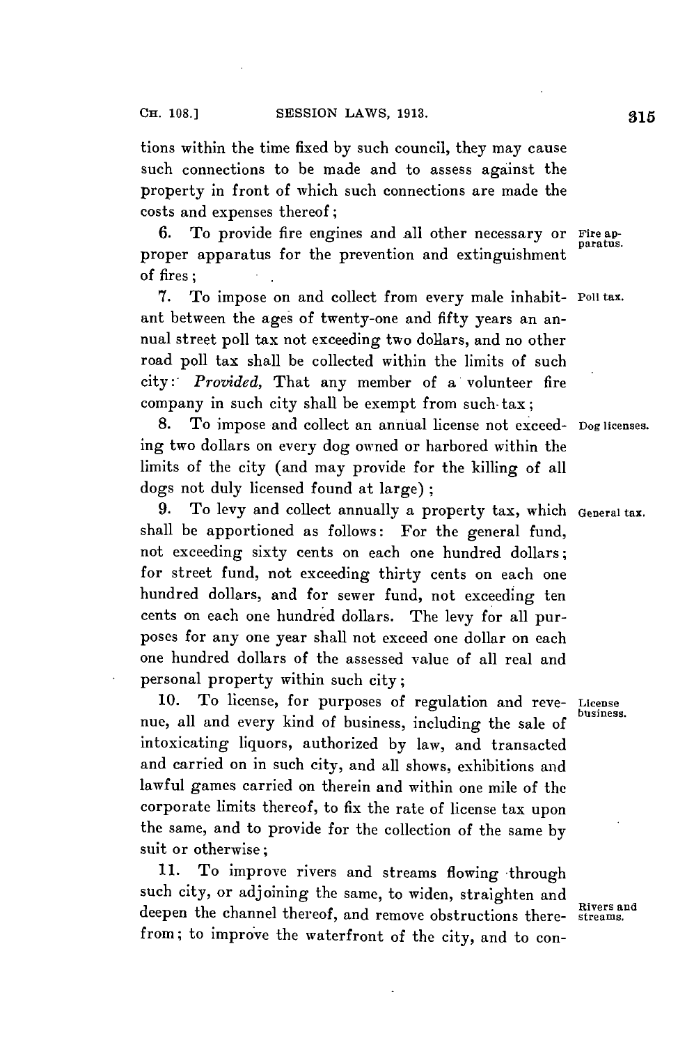tions within the time fixed by such council, they may cause such connections to be made and to assess against the property in front of which such connections are made the costs and expenses thereof;

6. To provide fire engines and all other necessary or proper apparatus for the prevention and extinguishment of fires;

Fire apparatus.

7. To impose on and collect from every male inhabitant between the ages of twenty-one and fifty years an annual street poll tax not exceeding two dollars, and no other road poll tax shall be collected within the limits of such city: *Provided,* That any member of a volunteer fire company in such city shall be exempt from such tax;

Poll tax.

8. To impose and collect an annual license not exceeding two dollars on every dog owned or harbored within the limits of the city (and may provide for the killing of all dogs not duly licensed found at large);

Dog licenses.

9. To levy and collect annually a property tax, which shall be apportioned as follows: For the general fund, not exceeding sixty cents on each one hundred dollars; for street fund, not exceeding thirty cents on each one hundred dollars, and for sewer fund, not exceeding ten cents on each one hundred dollars. The levy for all purposes for any one year shall not exceed one dollar on each one hundred dollars of the assessed value of all real and personal property within such city;

General tax.

10. To license, for purposes of regulation and revenue, all and every kind of business, including the sale of intoxicating liquors, authorized by law, and transacted and carried on in such city, and all shows, exhibitions and lawful games carried on therein and within one mile of the corporate limits thereof, to fix the rate of license tax upon the same, and to provide for the collection of the same by suit or otherwise;

License business.

11. To improve rivers and streams flowing through such city, or adjoining the same, to widen, straighten and deepen the channel thereof, and remove obstructions therefrom; to improve the waterfront of the city, and to con-

Rivers and streams.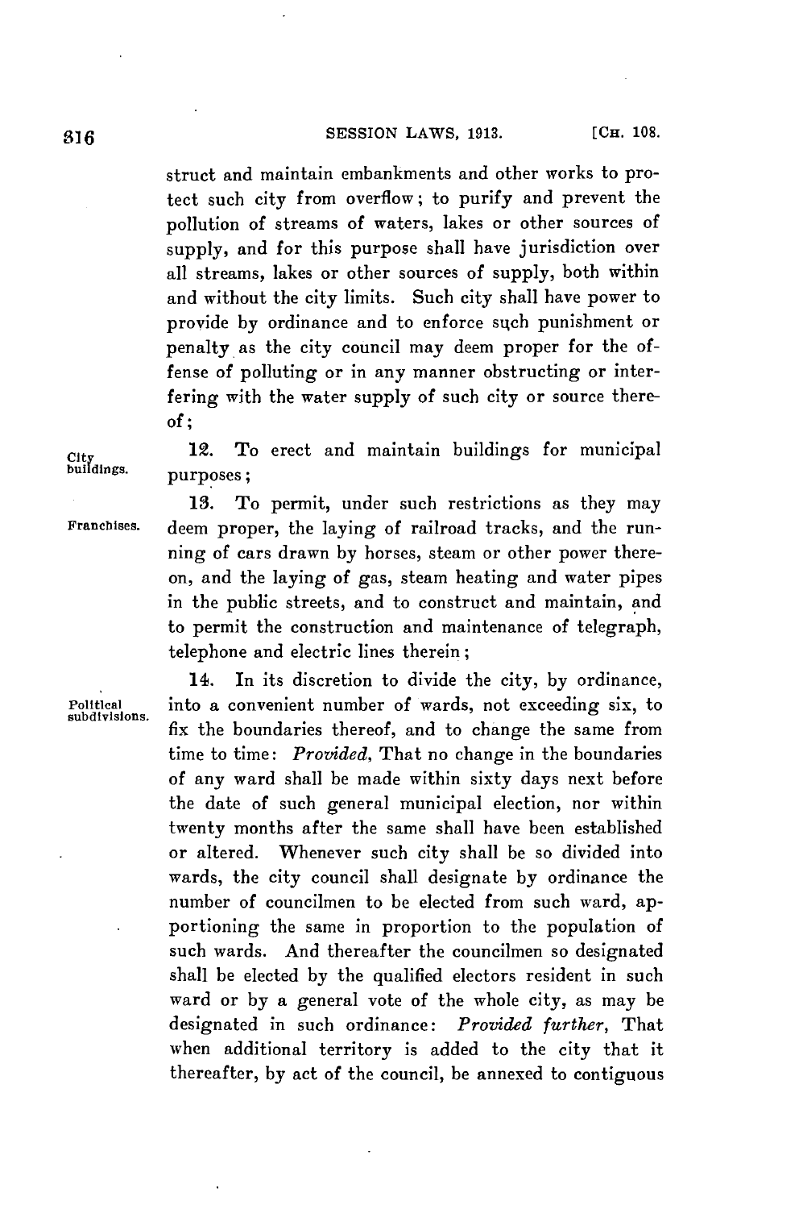struct and maintain embankments and other works to protect such city from overflow; to purify and prevent the pollution of streams of waters, lakes or other sources of supply, and for this purpose shall have jurisdiction over all streams, lakes or other sources of supply, both within and without the city limits. Such city shall have power to provide by ordinance and to enforce such punishment or penalty as the city council may deem proper for the offense of polluting or in any manner obstructing or interfering with the water supply of such city or source thereof;

City buildings.

12. To erect and maintain buildings for municipal purposes;

Franchises.

13. To permit, under such restrictions as they may deem proper, the laying of railroad tracks, and the running of cars drawn by horses, steam or other power thereon, and the laying of gas, steam heating and water pipes in the public streets, and to construct and maintain, and to permit the construction and maintenance of telegraph, telephone and electric lines therein;

Political subdivisions.

14. In its discretion to divide the city, by ordinance, into a convenient number of wards, not exceeding six, to fix the boundaries thereof, and to change the same from time to time: *Provided*, That no change in the boundaries of any ward shall be made within sixty days next before the date of such general municipal election, nor within twenty months after the same shall have been established or altered. Whenever such city shall be so divided into wards, the city council shall designate by ordinance the number of councilmen to be elected from such ward, apportioning the same in proportion to the population of such wards. And thereafter the councilmen so designated shall be elected by the qualified electors resident in such ward or by a general vote of the whole city, as may be designated in such ordinance: *Provided further*, That when additional territory is added to the city that it thereafter, by act of the council, be annexed to contiguous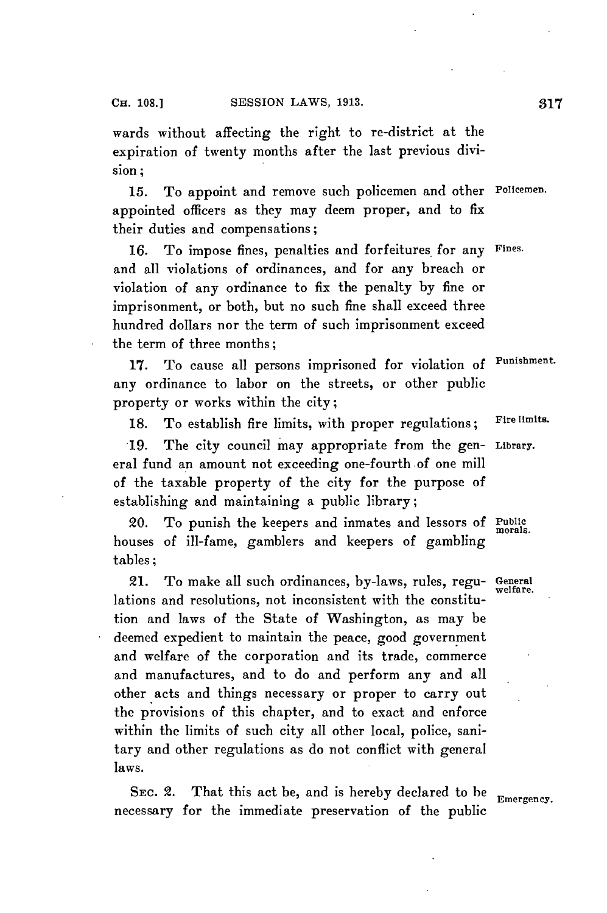wards without affecting the right to re-district at the expiration of twenty months after the last previous division;

15. To appoint and remove such policemen and other appointed officers as they may deem proper, and to fix their duties and compensations; Policemen.

16. To impose fines, penalties and forfeitures for any and all violations of ordinances, and for any breach or violation of any ordinance to fix the penalty by fine or imprisonment, or both, but no such fine shall exceed three hundred dollars nor the term of such imprisonment exceed the term of three months; Fines.

17. To cause all persons imprisoned for violation of any ordinance to labor on the streets, or other public property or works within the city; Punishment.

18. To establish fire limits, with proper regulations; Fire limits.

19. The city council may appropriate from the general fund an amount not exceeding one-fourth of one mill of the taxable property of the city for the purpose of establishing and maintaining a public library; Library.

20. To punish the keepers and inmates and lessors of houses of ill-fame, gamblers and keepers of gambling tables; Public morals.

21. To make all such ordinances, by-laws, rules, regulations and resolutions, not inconsistent with the constitution and laws of the State of Washington, as may be deemed expedient to maintain the peace, good government and welfare of the corporation and its trade, commerce and manufactures, and to do and perform any and all other acts and things necessary or proper to carry out the provisions of this chapter, and to exact and enforce within the limits of such city all other local, police, sanitary and other regulations as do not conflict with general laws. General welfare.

SEC. 2. That this act be, and is hereby declared to be necessary for the immediate preservation of the public Emergency.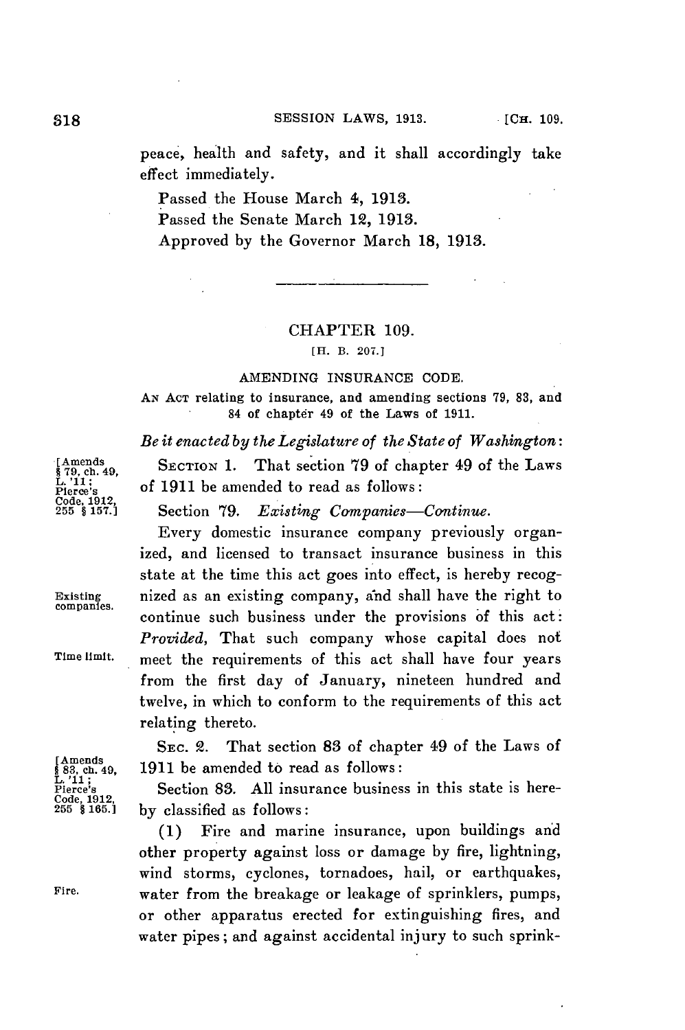peace, health and safety, and it shall accordingly take effect immediately.

Passed the House March 4, 1913.

Passed the Senate March 12, 1913.

Approved by the Governor March 18, 1913.

---

## CHAPTER 109.

[H. B. 207.]

### AMENDING INSURANCE CODE.

AN ACT relating to insurance, and amending sections 79, 83, and 84 of chapter 49 of the Laws of 1911.

*Be it enacted by the Legislature of the State of Washington:*

[Amends § 79, ch. 49, L. '11; Pierce's Code, 1912, 255 § 157.]

SECTION 1. That section 79 of chapter 49 of the Laws of 1911 be amended to read as follows:

Section 79. *Existing Companies—Continue.*

Existing companies.

Every domestic insurance company previously organized, and licensed to transact insurance business in this state at the time this act goes into effect, is hereby recognized as an existing company, and shall have the right to continue such business under the provisions of this act: *Provided*, That such company whose capital does not meet the requirements of this act shall have four years from the first day of January, nineteen hundred and twelve, in which to conform to the requirements of this act relating thereto.

Time limit.

[Amends § 83, ch. 49, L. '11; Pierce's Code, 1912, 255 § 165.]

SEC. 2. That section 83 of chapter 49 of the Laws of 1911 be amended to read as follows:

Section 83. All insurance business in this state is hereby classified as follows:

Fire.

(1) Fire and marine insurance, upon buildings and other property against loss or damage by fire, lightning, wind storms, cyclones, tornadoes, hail, or earthquakes, water from the breakage or leakage of sprinklers, pumps, or other apparatus erected for extinguishing fires, and water pipes; and against accidental injury to such sprink-